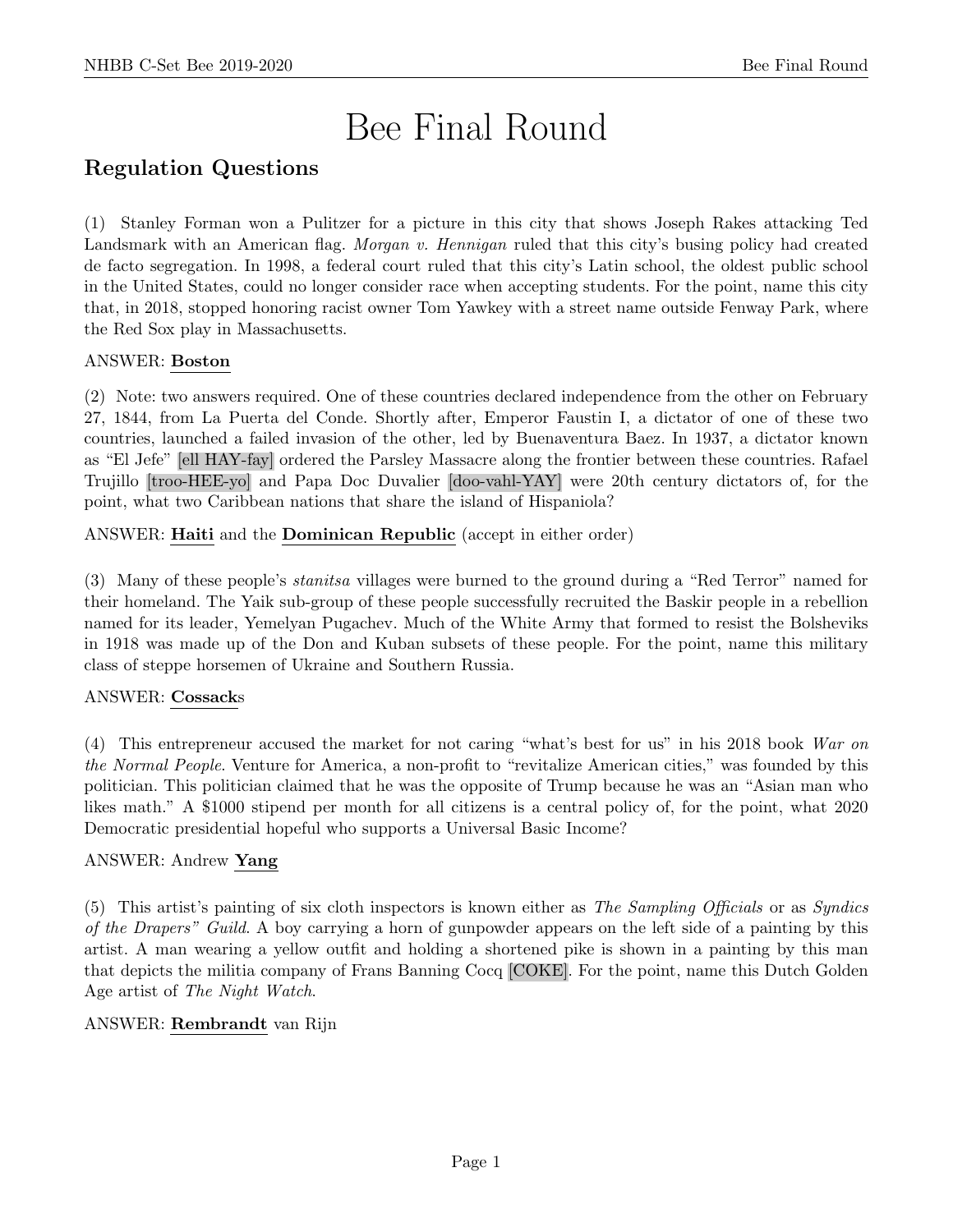# Bee Final Round

## Regulation Questions

(1) Stanley Forman won a Pulitzer for a picture in this city that shows Joseph Rakes attacking Ted Landsmark with an American flag. *Morgan v. Hennigan* ruled that this city's busing policy had created de facto segregation. In 1998, a federal court ruled that this city's Latin school, the oldest public school in the United States, could no longer consider race when accepting students. For the point, name this city that, in 2018, stopped honoring racist owner Tom Yawkey with a street name outside Fenway Park, where the Red Sox play in Massachusetts.

ANSWER: **Boston**

(2) Note: two answers required. One of these countries declared independence from the other on February 27, 1844, from La Puerta del Conde. Shortly after, Emperor Faustin I, a dictator of one of these two countries, launched a failed invasion of the other, led by Buenaventura Baez. In 1937, a dictator known as "El Jefe" [ell HAY-fay] ordered the Parsley Massacre along the frontier between these countries. Rafael Trujillo [troo-HEE-yo] and Papa Doc Duvalier [doo-vahl-YAY] were 20th century dictators of, for the point, what two Caribbean nations that share the island of Hispaniola?

ANSWER: **Haiti** and the **Dominican Republic** (accept in either order)

(3) Many of these people's *stanitsa* villages were burned to the ground during a "Red Terror" named for their homeland. The Yaik sub-group of these people successfully recruited the Baskir people in a rebellion named for its leader, Yemelyan Pugachev. Much of the White Army that formed to resist the Bolsheviks in 1918 was made up of the Don and Kuban subsets of these people. For the point, name this military class of steppe horsemen of Ukraine and Southern Russia.

ANSWER: **Cossack**s

(4) This entrepreneur accused the market for not caring "what's best for us" in his 2018 book *War on the Normal People*. Venture for America, a non-profit to "revitalize American cities," was founded by this politician. This politician claimed that he was the opposite of Trump because he was an "Asian man who likes math." A $1000 stipend per month for all citizens is a central policy of, for the point, what 2020 Democratic presidential hopeful who supports a Universal Basic Income?

ANSWER: Andrew **Yang**

(5) This artist's painting of six cloth inspectors is known either as *The Sampling Officials* or as *Syndics of the Drapers" Guild*. A boy carrying a horn of gunpowder appears on the left side of a painting by this artist. A man wearing a yellow outfit and holding a shortened pike is shown in a painting by this man that depicts the militia company of Frans Banning Cocq [COKE]. For the point, name this Dutch Golden Age artist of *The Night Watch*.

ANSWER: **Rembrandt** van Rijn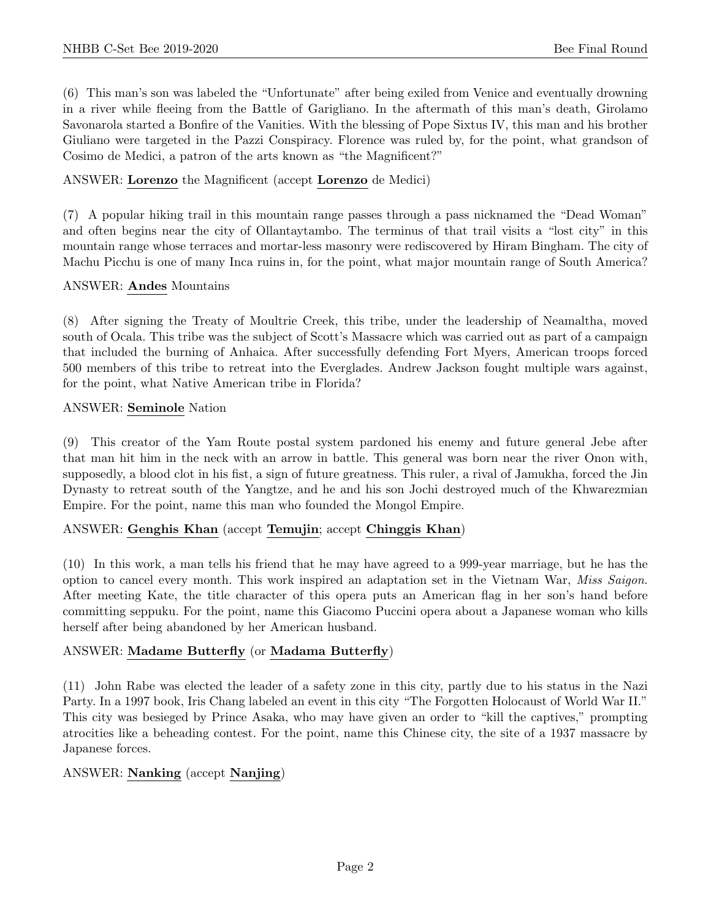(6) This man's son was labeled the "Unfortunate" after being exiled from Venice and eventually drowning in a river while fleeing from the Battle of Garigliano. In the aftermath of this man's death, Girolamo Savonarola started a Bonfire of the Vanities. With the blessing of Pope Sixtus IV, this man and his brother Giuliano were targeted in the Pazzi Conspiracy. Florence was ruled by, for the point, what grandson of Cosimo de Medici, a patron of the arts known as "the Magnificent?"

ANSWER: **Lorenzo** the Magnificent (accept **Lorenzo** de Medici)

(7) A popular hiking trail in this mountain range passes through a pass nicknamed the "Dead Woman" and often begins near the city of Ollantaytambo. The terminus of that trail visits a "lost city" in this mountain range whose terraces and mortar-less masonry were rediscovered by Hiram Bingham. The city of Machu Picchu is one of many Inca ruins in, for the point, what major mountain range of South America?

ANSWER: **Andes** Mountains

(8) After signing the Treaty of Moultrie Creek, this tribe, under the leadership of Neamaltha, moved south of Ocala. This tribe was the subject of Scott's Massacre which was carried out as part of a campaign that included the burning of Anhaica. After successfully defending Fort Myers, American troops forced 500 members of this tribe to retreat into the Everglades. Andrew Jackson fought multiple wars against, for the point, what Native American tribe in Florida?

ANSWER: **Seminole** Nation

(9) This creator of the Yam Route postal system pardoned his enemy and future general Jebe after that man hit him in the neck with an arrow in battle. This general was born near the river Onon with, supposedly, a blood clot in his fist, a sign of future greatness. This ruler, a rival of Jamukha, forced the Jin Dynasty to retreat south of the Yangtze, and he and his son Jochi destroyed much of the Khwarezmian Empire. For the point, name this man who founded the Mongol Empire.

ANSWER: **Genghis Khan** (accept **Temujin**; accept **Chinggis Khan**)

(10) In this work, a man tells his friend that he may have agreed to a 999-year marriage, but he has the option to cancel every month. This work inspired an adaptation set in the Vietnam War, *Miss Saigon*. After meeting Kate, the title character of this opera puts an American flag in her son's hand before committing seppuku. For the point, name this Giacomo Puccini opera about a Japanese woman who kills herself after being abandoned by her American husband.

ANSWER: **Madame Butterfly** (or **Madama Butterfly**)

(11) John Rabe was elected the leader of a safety zone in this city, partly due to his status in the Nazi Party. In a 1997 book, Iris Chang labeled an event in this city "The Forgotten Holocaust of World War II." This city was besieged by Prince Asaka, who may have given an order to "kill the captives," prompting atrocities like a beheading contest. For the point, name this Chinese city, the site of a 1937 massacre by Japanese forces.

ANSWER: **Nanking** (accept **Nanjing**)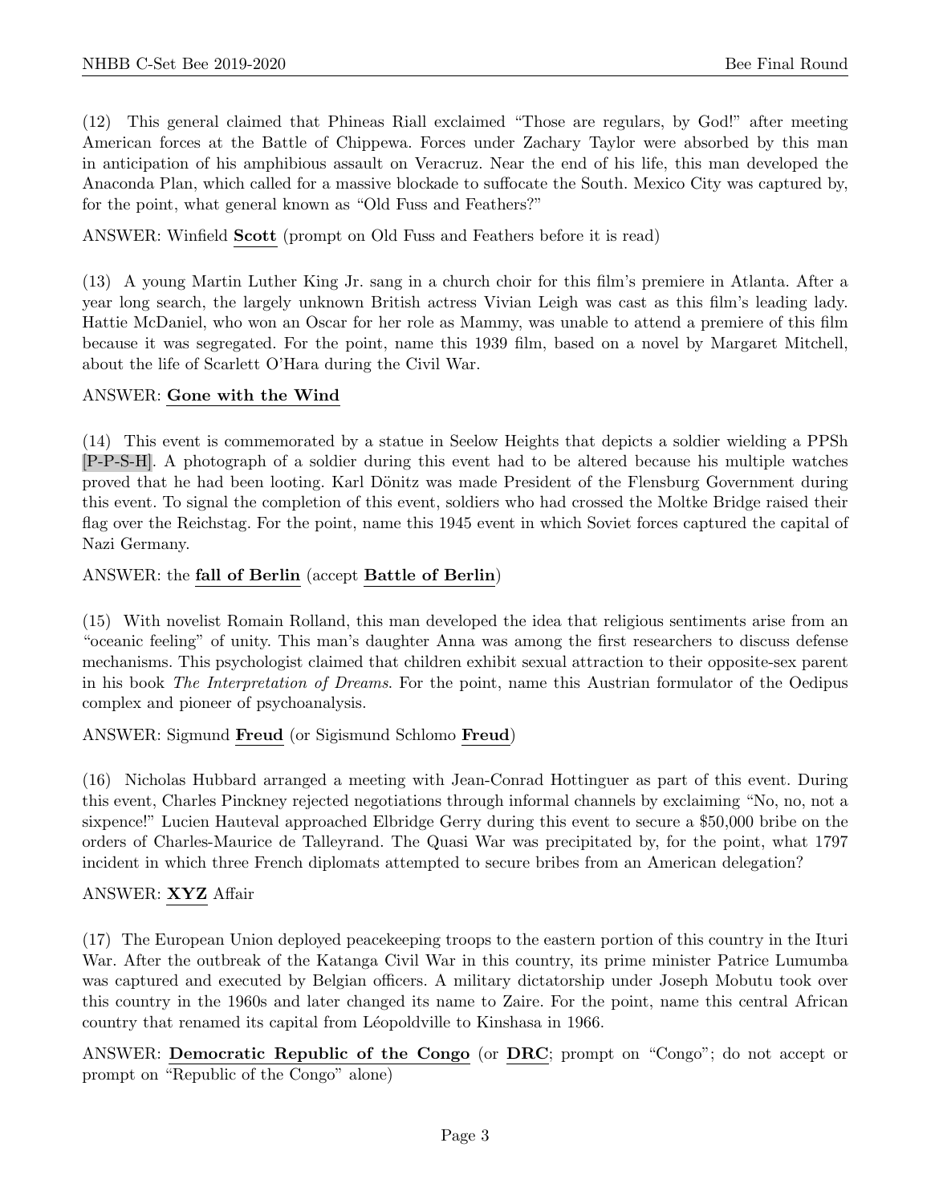(12) This general claimed that Phineas Riall exclaimed "Those are regulars, by God!" after meeting American forces at the Battle of Chippewa. Forces under Zachary Taylor were absorbed by this man in anticipation of his amphibious assault on Veracruz. Near the end of his life, this man developed the Anaconda Plan, which called for a massive blockade to suffocate the South. Mexico City was captured by, for the point, what general known as "Old Fuss and Feathers?"

ANSWER: Winfield **Scott** (prompt on Old Fuss and Feathers before it is read)

(13) A young Martin Luther King Jr. sang in a church choir for this film's premiere in Atlanta. After a year long search, the largely unknown British actress Vivian Leigh was cast as this film's leading lady. Hattie McDaniel, who won an Oscar for her role as Mammy, was unable to attend a premiere of this film because it was segregated. For the point, name this 1939 film, based on a novel by Margaret Mitchell, about the life of Scarlett O'Hara during the Civil War.

ANSWER: **Gone with the Wind**

(14) This event is commemorated by a statue in Seelow Heights that depicts a soldier wielding a PPSh [P-P-S-H]. A photograph of a soldier during this event had to be altered because his multiple watches proved that he had been looting. Karl Dönitz was made President of the Flensburg Government during this event. To signal the completion of this event, soldiers who had crossed the Moltke Bridge raised their flag over the Reichstag. For the point, name this 1945 event in which Soviet forces captured the capital of Nazi Germany.

ANSWER: the **fall of Berlin** (accept **Battle of Berlin**)

(15) With novelist Romain Rolland, this man developed the idea that religious sentiments arise from an "oceanic feeling" of unity. This man's daughter Anna was among the first researchers to discuss defense mechanisms. This psychologist claimed that children exhibit sexual attraction to their opposite-sex parent in his book *The Interpretation of Dreams*. For the point, name this Austrian formulator of the Oedipus complex and pioneer of psychoanalysis.

ANSWER: Sigmund **Freud** (or Sigismund Schlomo **Freud**)

(16) Nicholas Hubbard arranged a meeting with Jean-Conrad Hottinguer as part of this event. During this event, Charles Pinckney rejected negotiations through informal channels by exclaiming "No, no, not a sixpence!" Lucien Hauteval approached Elbridge Gerry during this event to secure a $50,000 bribe on the orders of Charles-Maurice de Talleyrand. The Quasi War was precipitated by, for the point, what 1797 incident in which three French diplomats attempted to secure bribes from an American delegation?

ANSWER: **XYZ** Affair

(17) The European Union deployed peacekeeping troops to the eastern portion of this country in the Ituri War. After the outbreak of the Katanga Civil War in this country, its prime minister Patrice Lumumba was captured and executed by Belgian officers. A military dictatorship under Joseph Mobutu took over this country in the 1960s and later changed its name to Zaire. For the point, name this central African country that renamed its capital from Léopoldville to Kinshasa in 1966.

ANSWER: **Democratic Republic of the Congo** (or **DRC**; prompt on "Congo"; do not accept or prompt on "Republic of the Congo" alone)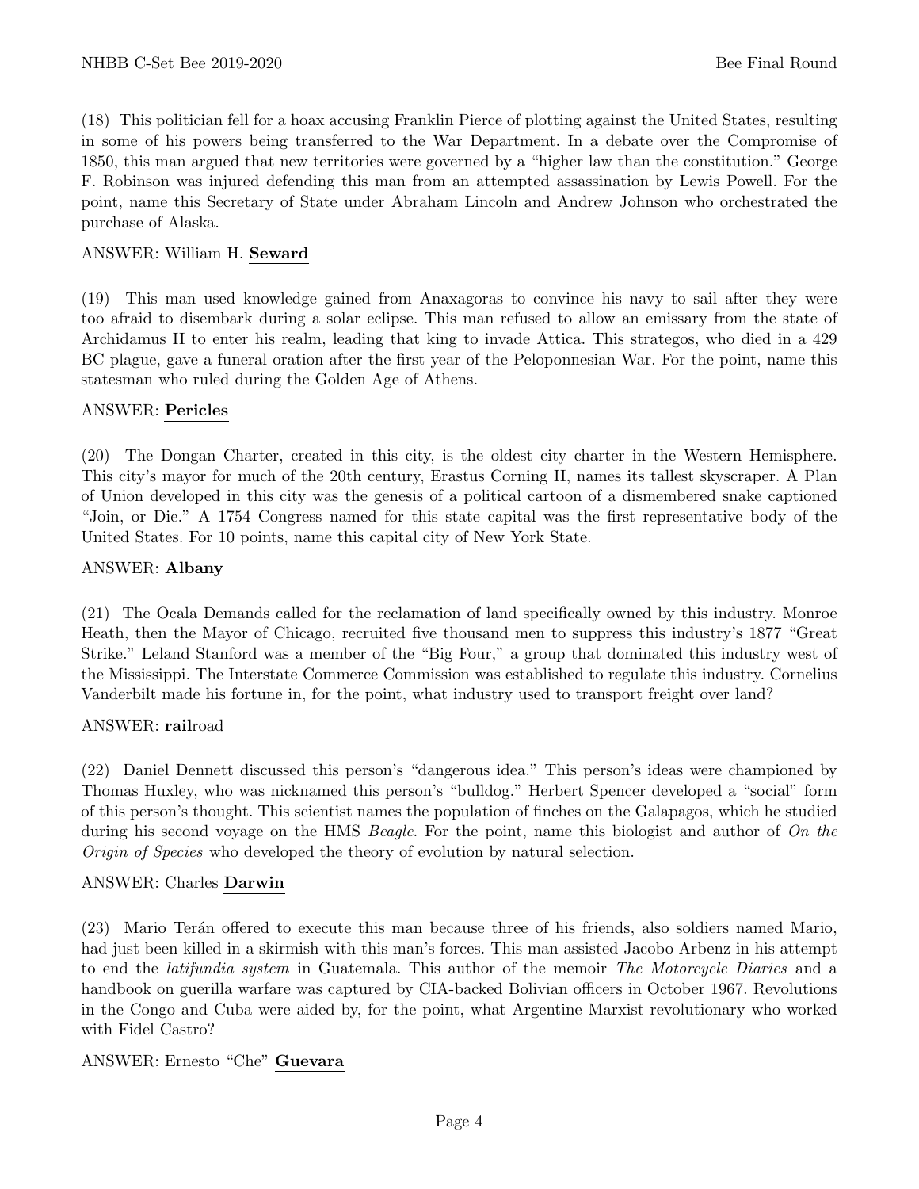(18) This politician fell for a hoax accusing Franklin Pierce of plotting against the United States, resulting in some of his powers being transferred to the War Department. In a debate over the Compromise of 1850, this man argued that new territories were governed by a "higher law than the constitution." George F. Robinson was injured defending this man from an attempted assassination by Lewis Powell. For the point, name this Secretary of State under Abraham Lincoln and Andrew Johnson who orchestrated the purchase of Alaska.

ANSWER: William H. **Seward**

(19) This man used knowledge gained from Anaxagoras to convince his navy to sail after they were too afraid to disembark during a solar eclipse. This man refused to allow an emissary from the state of Archidamus II to enter his realm, leading that king to invade Attica. This strategos, who died in a 429 BC plague, gave a funeral oration after the first year of the Peloponnesian War. For the point, name this statesman who ruled during the Golden Age of Athens.

ANSWER: **Pericles**

(20) The Dongan Charter, created in this city, is the oldest city charter in the Western Hemisphere. This city's mayor for much of the 20th century, Erastus Corning II, names its tallest skyscraper. A Plan of Union developed in this city was the genesis of a political cartoon of a dismembered snake captioned "Join, or Die." A 1754 Congress named for this state capital was the first representative body of the United States. For 10 points, name this capital city of New York State.

ANSWER: **Albany**

(21) The Ocala Demands called for the reclamation of land specifically owned by this industry. Monroe Heath, then the Mayor of Chicago, recruited five thousand men to suppress this industry's 1877 "Great Strike." Leland Stanford was a member of the "Big Four," a group that dominated this industry west of the Mississippi. The Interstate Commerce Commission was established to regulate this industry. Cornelius Vanderbilt made his fortune in, for the point, what industry used to transport freight over land?

ANSWER: **rail**road

(22) Daniel Dennett discussed this person's "dangerous idea." This person's ideas were championed by Thomas Huxley, who was nicknamed this person's "bulldog." Herbert Spencer developed a "social" form of this person's thought. This scientist names the population of finches on the Galapagos, which he studied during his second voyage on the HMS *Beagle*. For the point, name this biologist and author of *On the Origin of Species* who developed the theory of evolution by natural selection.

ANSWER: Charles **Darwin**

(23) Mario Terán offered to execute this man because three of his friends, also soldiers named Mario, had just been killed in a skirmish with this man's forces. This man assisted Jacobo Arbenz in his attempt to end the *latifundia system* in Guatemala. This author of the memoir *The Motorcycle Diaries* and a handbook on guerilla warfare was captured by CIA-backed Bolivian officers in October 1967. Revolutions in the Congo and Cuba were aided by, for the point, what Argentine Marxist revolutionary who worked with Fidel Castro?

ANSWER: Ernesto "Che" **Guevara**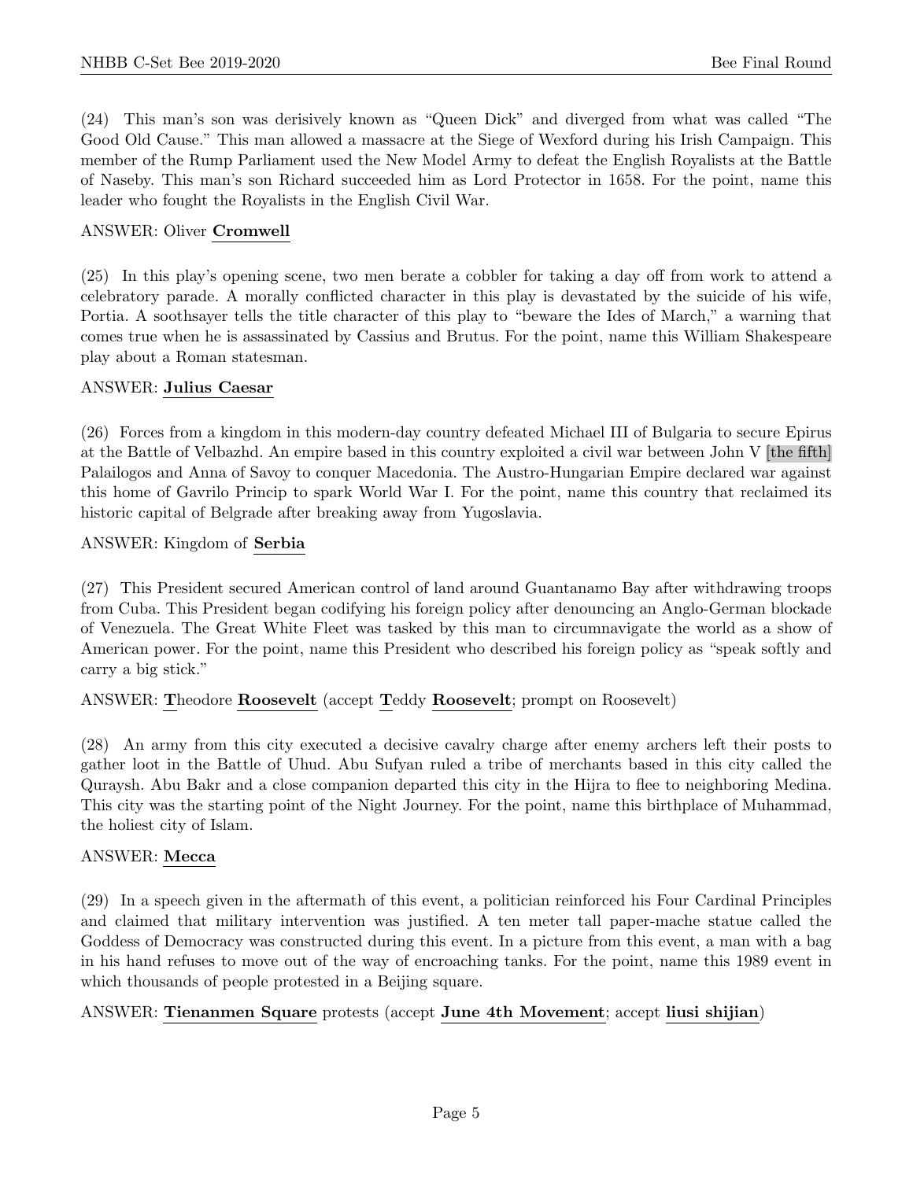(24) This man's son was derisively known as "Queen Dick" and diverged from what was called "The Good Old Cause." This man allowed a massacre at the Siege of Wexford during his Irish Campaign. This member of the Rump Parliament used the New Model Army to defeat the English Royalists at the Battle of Naseby. This man's son Richard succeeded him as Lord Protector in 1658. For the point, name this leader who fought the Royalists in the English Civil War.

ANSWER: Oliver **Cromwell**

(25) In this play's opening scene, two men berate a cobbler for taking a day off from work to attend a celebratory parade. A morally conflicted character in this play is devastated by the suicide of his wife, Portia. A soothsayer tells the title character of this play to "beware the Ides of March," a warning that comes true when he is assassinated by Cassius and Brutus. For the point, name this William Shakespeare play about a Roman statesman.

ANSWER: **Julius Caesar**

(26) Forces from a kingdom in this modern-day country defeated Michael III of Bulgaria to secure Epirus at the Battle of Velbazhd. An empire based in this country exploited a civil war between John V [the fifth] Palailogos and Anna of Savoy to conquer Macedonia. The Austro-Hungarian Empire declared war against this home of Gavrilo Princip to spark World War I. For the point, name this country that reclaimed its historic capital of Belgrade after breaking away from Yugoslavia.

ANSWER: Kingdom of **Serbia**

(27) This President secured American control of land around Guantanamo Bay after withdrawing troops from Cuba. This President began codifying his foreign policy after denouncing an Anglo-German blockade of Venezuela. The Great White Fleet was tasked by this man to circumnavigate the world as a show of American power. For the point, name this President who described his foreign policy as "speak softly and carry a big stick."

ANSWER: **T**heodore **Roosevelt** (accept **T**eddy **Roosevelt**; prompt on Roosevelt)

(28) An army from this city executed a decisive cavalry charge after enemy archers left their posts to gather loot in the Battle of Uhud. Abu Sufyan ruled a tribe of merchants based in this city called the Quraysh. Abu Bakr and a close companion departed this city in the Hijra to flee to neighboring Medina. This city was the starting point of the Night Journey. For the point, name this birthplace of Muhammad, the holiest city of Islam.

ANSWER: **Mecca**

(29) In a speech given in the aftermath of this event, a politician reinforced his Four Cardinal Principles and claimed that military intervention was justified. A ten meter tall paper-mache statue called the Goddess of Democracy was constructed during this event. In a picture from this event, a man with a bag in his hand refuses to move out of the way of encroaching tanks. For the point, name this 1989 event in which thousands of people protested in a Beijing square.

ANSWER: **Tienanmen Square** protests (accept **June 4th Movement**; accept **liusi shijian**)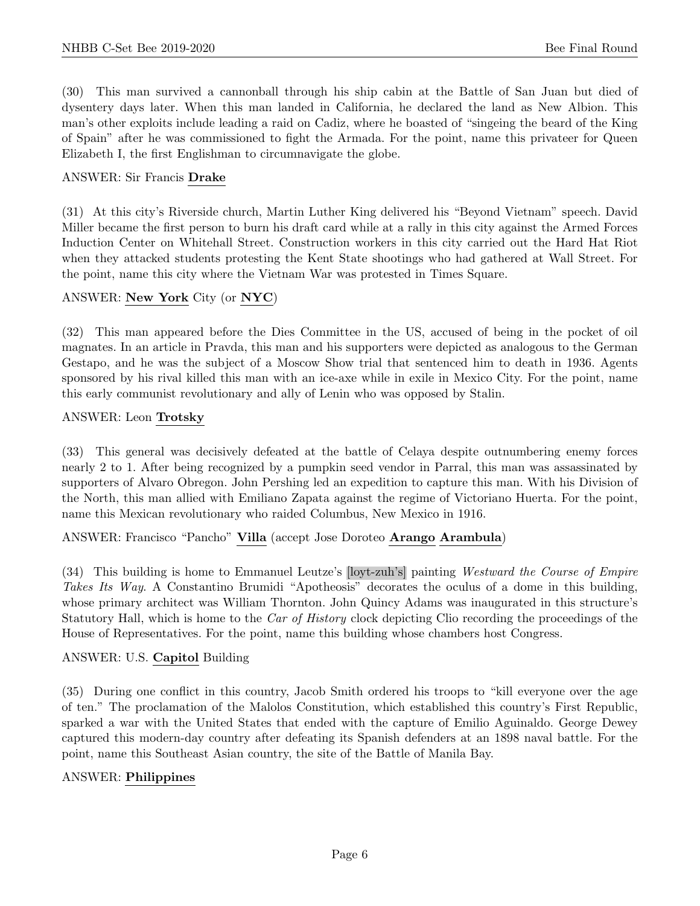(30) This man survived a cannonball through his ship cabin at the Battle of San Juan but died of dysentery days later. When this man landed in California, he declared the land as New Albion. This man's other exploits include leading a raid on Cadiz, where he boasted of "singeing the beard of the King of Spain" after he was commissioned to fight the Armada. For the point, name this privateer for Queen Elizabeth I, the first Englishman to circumnavigate the globe.

ANSWER: Sir Francis **Drake**

(31) At this city's Riverside church, Martin Luther King delivered his "Beyond Vietnam" speech. David Miller became the first person to burn his draft card while at a rally in this city against the Armed Forces Induction Center on Whitehall Street. Construction workers in this city carried out the Hard Hat Riot when they attacked students protesting the Kent State shootings who had gathered at Wall Street. For the point, name this city where the Vietnam War was protested in Times Square.

ANSWER: **New York** City (or **NYC**)

(32) This man appeared before the Dies Committee in the US, accused of being in the pocket of oil magnates. In an article in Pravda, this man and his supporters were depicted as analogous to the German Gestapo, and he was the subject of a Moscow Show trial that sentenced him to death in 1936. Agents sponsored by his rival killed this man with an ice-axe while in exile in Mexico City. For the point, name this early communist revolutionary and ally of Lenin who was opposed by Stalin.

ANSWER: Leon **Trotsky**

(33) This general was decisively defeated at the battle of Celaya despite outnumbering enemy forces nearly 2 to 1. After being recognized by a pumpkin seed vendor in Parral, this man was assassinated by supporters of Alvaro Obregon. John Pershing led an expedition to capture this man. With his Division of the North, this man allied with Emiliano Zapata against the regime of Victoriano Huerta. For the point, name this Mexican revolutionary who raided Columbus, New Mexico in 1916.

ANSWER: Francisco "Pancho" **Villa** (accept Jose Doroteo **Arango Arambula**)

(34) This building is home to Emmanuel Leutze's [loyt-zuh's] painting *Westward the Course of Empire Takes Its Way*. A Constantino Brumidi "Apotheosis" decorates the oculus of a dome in this building, whose primary architect was William Thornton. John Quincy Adams was inaugurated in this structure's Statutory Hall, which is home to the *Car of History* clock depicting Clio recording the proceedings of the House of Representatives. For the point, name this building whose chambers host Congress.

ANSWER: U.S. **Capitol** Building

(35) During one conflict in this country, Jacob Smith ordered his troops to "kill everyone over the age of ten." The proclamation of the Malolos Constitution, which established this country's First Republic, sparked a war with the United States that ended with the capture of Emilio Aguinaldo. George Dewey captured this modern-day country after defeating its Spanish defenders at an 1898 naval battle. For the point, name this Southeast Asian country, the site of the Battle of Manila Bay.

ANSWER: **Philippines**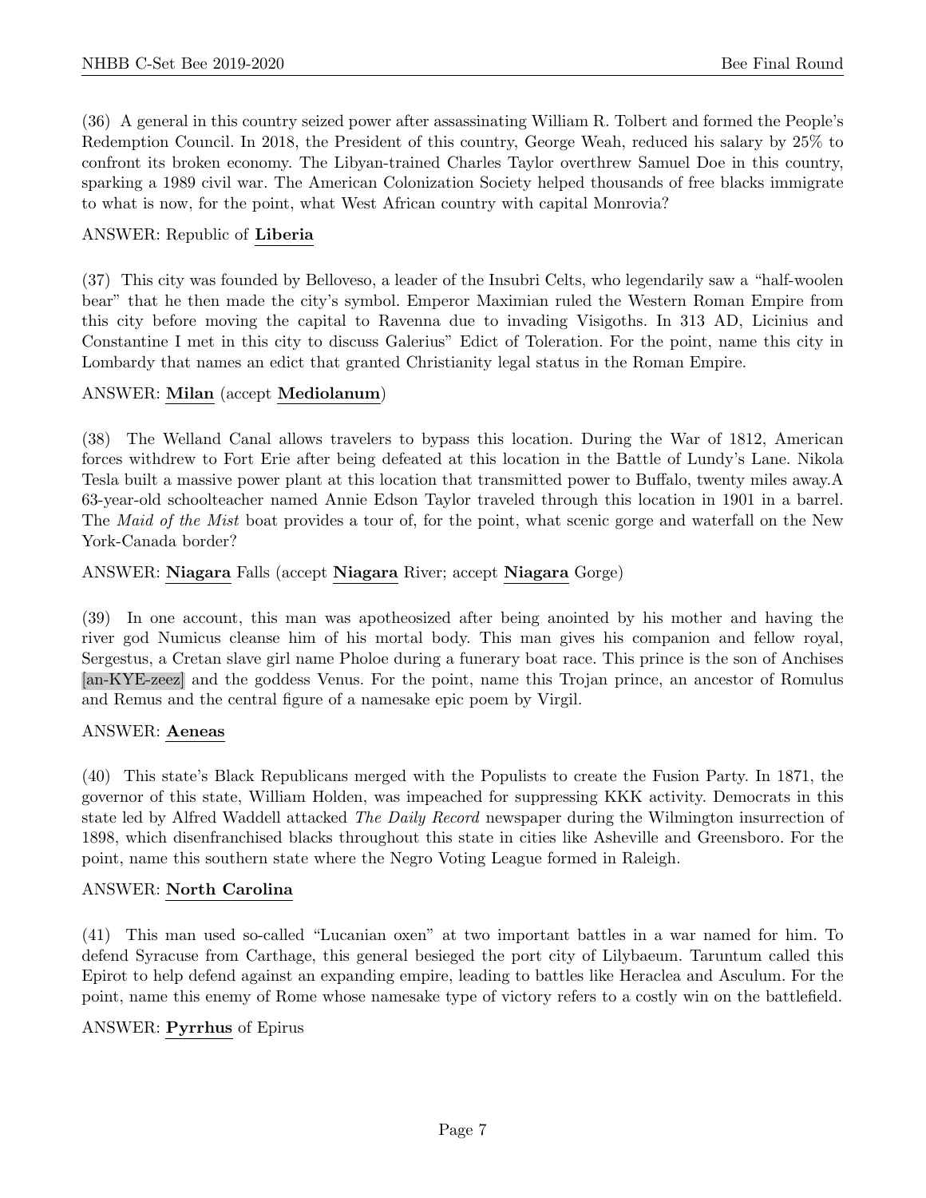(36) A general in this country seized power after assassinating William R. Tolbert and formed the People's Redemption Council. In 2018, the President of this country, George Weah, reduced his salary by 25% to confront its broken economy. The Libyan-trained Charles Taylor overthrew Samuel Doe in this country, sparking a 1989 civil war. The American Colonization Society helped thousands of free blacks immigrate to what is now, for the point, what West African country with capital Monrovia?

ANSWER: Republic of **Liberia**

(37) This city was founded by Belloveso, a leader of the Insubri Celts, who legendarily saw a "half-woolen bear" that he then made the city's symbol. Emperor Maximian ruled the Western Roman Empire from this city before moving the capital to Ravenna due to invading Visigoths. In 313 AD, Licinius and Constantine I met in this city to discuss Galerius" Edict of Toleration. For the point, name this city in Lombardy that names an edict that granted Christianity legal status in the Roman Empire.

ANSWER: **Milan** (accept **Mediolanum**)

(38) The Welland Canal allows travelers to bypass this location. During the War of 1812, American forces withdrew to Fort Erie after being defeated at this location in the Battle of Lundy's Lane. Nikola Tesla built a massive power plant at this location that transmitted power to Buffalo, twenty miles away.A 63-year-old schoolteacher named Annie Edson Taylor traveled through this location in 1901 in a barrel. The *Maid of the Mist* boat provides a tour of, for the point, what scenic gorge and waterfall on the New York-Canada border?

ANSWER: **Niagara** Falls (accept **Niagara** River; accept **Niagara** Gorge)

(39) In one account, this man was apotheosized after being anointed by his mother and having the river god Numicus cleanse him of his mortal body. This man gives his companion and fellow royal, Sergestus, a Cretan slave girl name Pholoe during a funerary boat race. This prince is the son of Anchises [an-KYE-zeez] and the goddess Venus. For the point, name this Trojan prince, an ancestor of Romulus and Remus and the central figure of a namesake epic poem by Virgil.

ANSWER: **Aeneas**

(40) This state's Black Republicans merged with the Populists to create the Fusion Party. In 1871, the governor of this state, William Holden, was impeached for suppressing KKK activity. Democrats in this state led by Alfred Waddell attacked *The Daily Record* newspaper during the Wilmington insurrection of 1898, which disenfranchised blacks throughout this state in cities like Asheville and Greensboro. For the point, name this southern state where the Negro Voting League formed in Raleigh.

ANSWER: **North Carolina**

(41) This man used so-called "Lucanian oxen" at two important battles in a war named for him. To defend Syracuse from Carthage, this general besieged the port city of Lilybaeum. Taruntum called this Epirot to help defend against an expanding empire, leading to battles like Heraclea and Asculum. For the point, name this enemy of Rome whose namesake type of victory refers to a costly win on the battlefield.

ANSWER: **Pyrrhus** of Epirus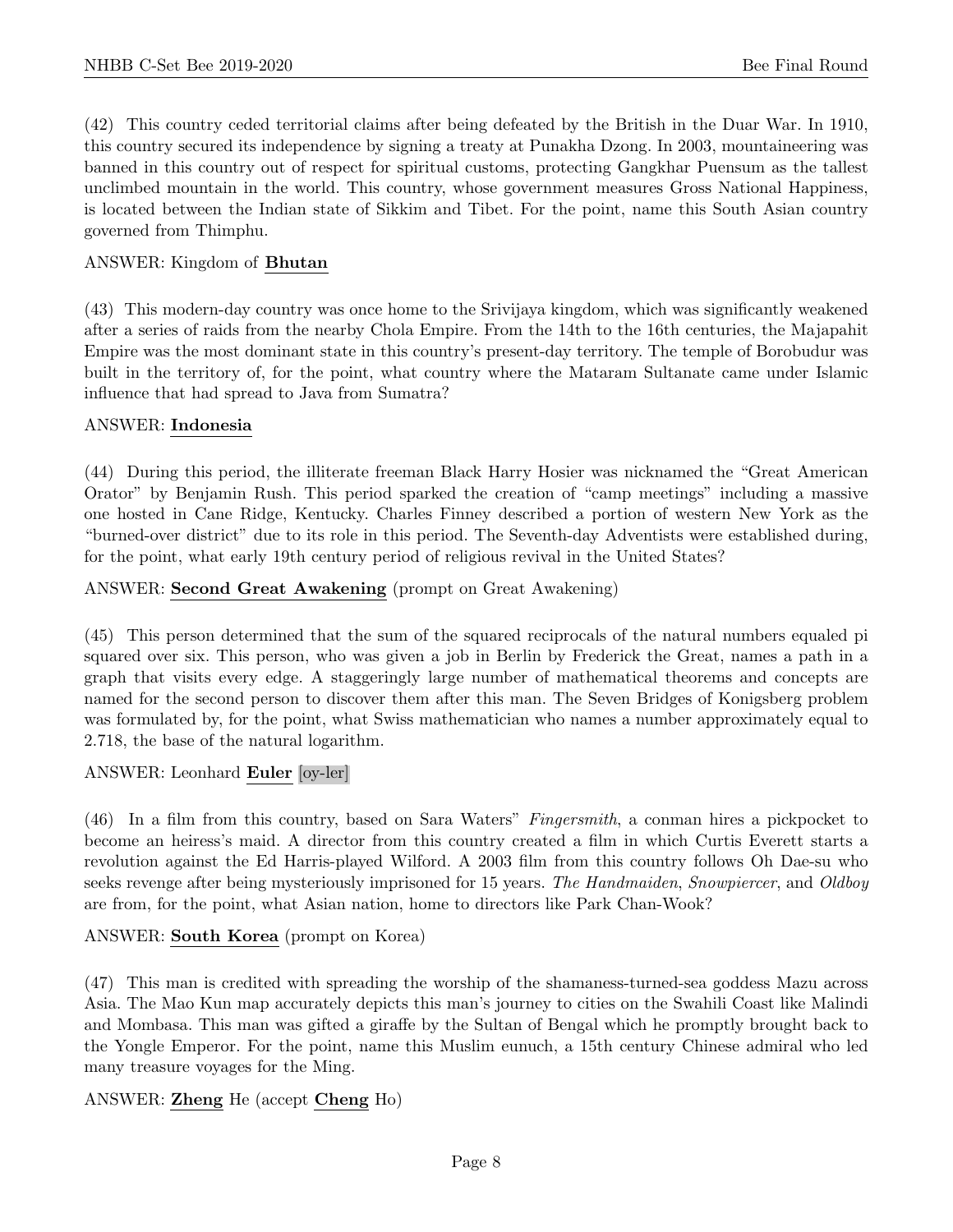(42) This country ceded territorial claims after being defeated by the British in the Duar War. In 1910, this country secured its independence by signing a treaty at Punakha Dzong. In 2003, mountaineering was banned in this country out of respect for spiritual customs, protecting Gangkhar Puensum as the tallest unclimbed mountain in the world. This country, whose government measures Gross National Happiness, is located between the Indian state of Sikkim and Tibet. For the point, name this South Asian country governed from Thimphu.

ANSWER: Kingdom of **Bhutan**

(43) This modern-day country was once home to the Srivijaya kingdom, which was significantly weakened after a series of raids from the nearby Chola Empire. From the 14th to the 16th centuries, the Majapahit Empire was the most dominant state in this country's present-day territory. The temple of Borobudur was built in the territory of, for the point, what country where the Mataram Sultanate came under Islamic influence that had spread to Java from Sumatra?

ANSWER: **Indonesia**

(44) During this period, the illiterate freeman Black Harry Hosier was nicknamed the "Great American Orator" by Benjamin Rush. This period sparked the creation of "camp meetings" including a massive one hosted in Cane Ridge, Kentucky. Charles Finney described a portion of western New York as the "burned-over district" due to its role in this period. The Seventh-day Adventists were established during, for the point, what early 19th century period of religious revival in the United States?

ANSWER: **Second Great Awakening** (prompt on Great Awakening)

(45) This person determined that the sum of the squared reciprocals of the natural numbers equaled pi squared over six. This person, who was given a job in Berlin by Frederick the Great, names a path in a graph that visits every edge. A staggeringly large number of mathematical theorems and concepts are named for the second person to discover them after this man. The Seven Bridges of Konigsberg problem was formulated by, for the point, what Swiss mathematician who names a number approximately equal to 2.718, the base of the natural logarithm.

ANSWER: Leonhard **Euler** [oy-ler]

(46) In a film from this country, based on Sara Waters" *Fingersmith*, a conman hires a pickpocket to become an heiress's maid. A director from this country created a film in which Curtis Everett starts a revolution against the Ed Harris-played Wilford. A 2003 film from this country follows Oh Dae-su who seeks revenge after being mysteriously imprisoned for 15 years. *The Handmaiden*, *Snowpiercer*, and *Oldboy* are from, for the point, what Asian nation, home to directors like Park Chan-Wook?

ANSWER: **South Korea** (prompt on Korea)

(47) This man is credited with spreading the worship of the shamaness-turned-sea goddess Mazu across Asia. The Mao Kun map accurately depicts this man's journey to cities on the Swahili Coast like Malindi and Mombasa. This man was gifted a giraffe by the Sultan of Bengal which he promptly brought back to the Yongle Emperor. For the point, name this Muslim eunuch, a 15th century Chinese admiral who led many treasure voyages for the Ming.

ANSWER: **Zheng** He (accept **Cheng** Ho)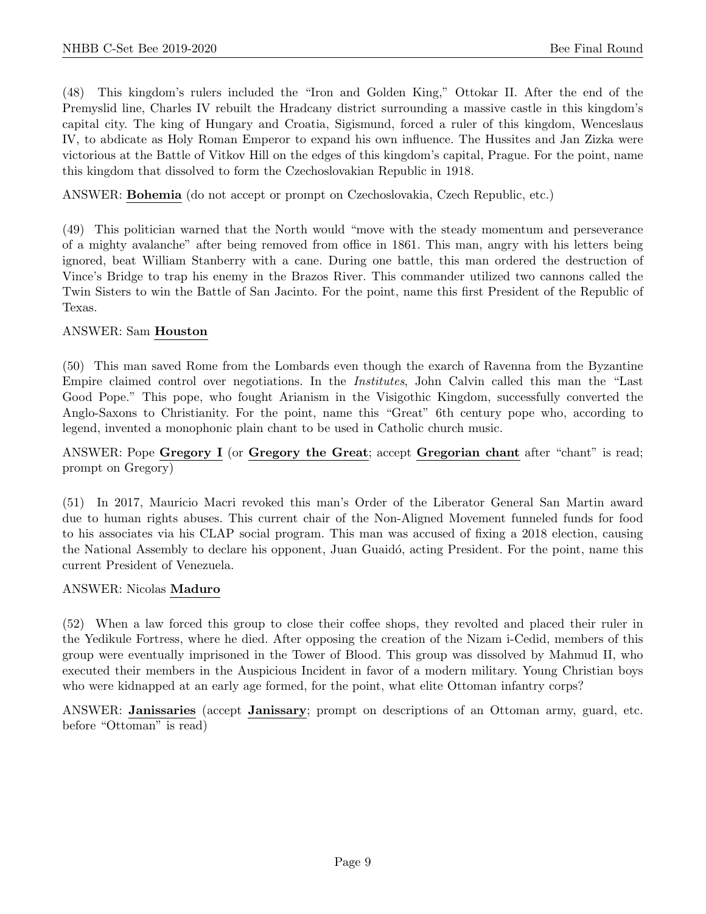(48) This kingdom's rulers included the "Iron and Golden King," Ottokar II. After the end of the Premyslid line, Charles IV rebuilt the Hradcany district surrounding a massive castle in this kingdom's capital city. The king of Hungary and Croatia, Sigismund, forced a ruler of this kingdom, Wenceslaus IV, to abdicate as Holy Roman Emperor to expand his own influence. The Hussites and Jan Zizka were victorious at the Battle of Vitkov Hill on the edges of this kingdom's capital, Prague. For the point, name this kingdom that dissolved to form the Czechoslovakian Republic in 1918.

ANSWER: **Bohemia** (do not accept or prompt on Czechoslovakia, Czech Republic, etc.)

(49) This politician warned that the North would "move with the steady momentum and perseverance of a mighty avalanche" after being removed from office in 1861. This man, angry with his letters being ignored, beat William Stanberry with a cane. During one battle, this man ordered the destruction of Vince's Bridge to trap his enemy in the Brazos River. This commander utilized two cannons called the Twin Sisters to win the Battle of San Jacinto. For the point, name this first President of the Republic of Texas.

ANSWER: Sam **Houston**

(50) This man saved Rome from the Lombards even though the exarch of Ravenna from the Byzantine Empire claimed control over negotiations. In the *Institutes*, John Calvin called this man the "Last Good Pope." This pope, who fought Arianism in the Visigothic Kingdom, successfully converted the Anglo-Saxons to Christianity. For the point, name this "Great" 6th century pope who, according to legend, invented a monophonic plain chant to be used in Catholic church music.

ANSWER: Pope **Gregory I** (or **Gregory the Great**; accept **Gregorian chant** after "chant" is read; prompt on Gregory)

(51) In 2017, Mauricio Macri revoked this man's Order of the Liberator General San Martin award due to human rights abuses. This current chair of the Non-Aligned Movement funneled funds for food to his associates via his CLAP social program. This man was accused of fixing a 2018 election, causing the National Assembly to declare his opponent, Juan Guaidó, acting President. For the point, name this current President of Venezuela.

ANSWER: Nicolas **Maduro**

(52) When a law forced this group to close their coffee shops, they revolted and placed their ruler in the Yedikule Fortress, where he died. After opposing the creation of the Nizam i-Cedid, members of this group were eventually imprisoned in the Tower of Blood. This group was dissolved by Mahmud II, who executed their members in the Auspicious Incident in favor of a modern military. Young Christian boys who were kidnapped at an early age formed, for the point, what elite Ottoman infantry corps?

ANSWER: **Janissaries** (accept **Janissary**; prompt on descriptions of an Ottoman army, guard, etc. before "Ottoman" is read)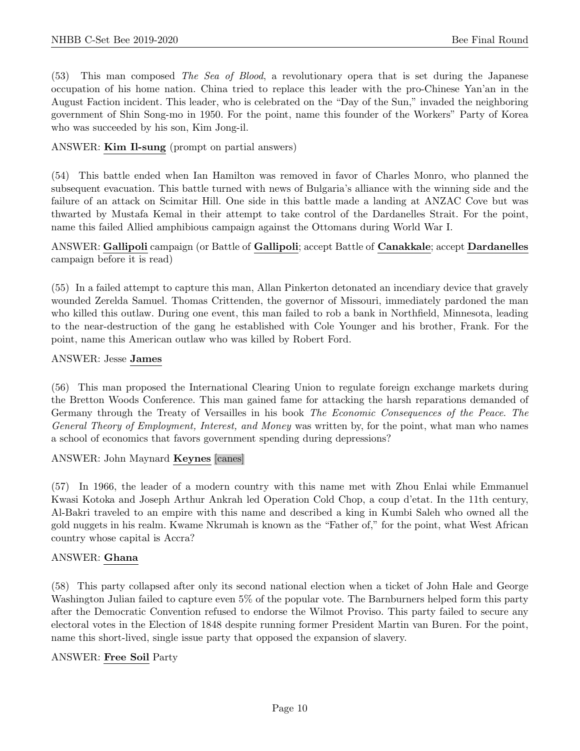(53) This man composed *The Sea of Blood*, a revolutionary opera that is set during the Japanese occupation of his home nation. China tried to replace this leader with the pro-Chinese Yan'an in the August Faction incident. This leader, who is celebrated on the "Day of the Sun," invaded the neighboring government of Shin Song-mo in 1950. For the point, name this founder of the Workers" Party of Korea who was succeeded by his son, Kim Jong-il.

ANSWER: **Kim Il-sung** (prompt on partial answers)

(54) This battle ended when Ian Hamilton was removed in favor of Charles Monro, who planned the subsequent evacuation. This battle turned with news of Bulgaria's alliance with the winning side and the failure of an attack on Scimitar Hill. One side in this battle made a landing at ANZAC Cove but was thwarted by Mustafa Kemal in their attempt to take control of the Dardanelles Strait. For the point, name this failed Allied amphibious campaign against the Ottomans during World War I.

ANSWER: **Gallipoli** campaign (or Battle of **Gallipoli**; accept Battle of **Canakkale**; accept **Dardanelles** campaign before it is read)

(55) In a failed attempt to capture this man, Allan Pinkerton detonated an incendiary device that gravely wounded Zerelda Samuel. Thomas Crittenden, the governor of Missouri, immediately pardoned the man who killed this outlaw. During one event, this man failed to rob a bank in Northfield, Minnesota, leading to the near-destruction of the gang he established with Cole Younger and his brother, Frank. For the point, name this American outlaw who was killed by Robert Ford.

ANSWER: Jesse **James**

(56) This man proposed the International Clearing Union to regulate foreign exchange markets during the Bretton Woods Conference. This man gained fame for attacking the harsh reparations demanded of Germany through the Treaty of Versailles in his book *The Economic Consequences of the Peace*. *The General Theory of Employment, Interest, and Money* was written by, for the point, what man who names a school of economics that favors government spending during depressions?

ANSWER: John Maynard **Keynes** [canes]

(57) In 1966, the leader of a modern country with this name met with Zhou Enlai while Emmanuel Kwasi Kotoka and Joseph Arthur Ankrah led Operation Cold Chop, a coup d'etat. In the 11th century, Al-Bakri traveled to an empire with this name and described a king in Kumbi Saleh who owned all the gold nuggets in his realm. Kwame Nkrumah is known as the "Father of," for the point, what West African country whose capital is Accra?

ANSWER: **Ghana**

(58) This party collapsed after only its second national election when a ticket of John Hale and George Washington Julian failed to capture even 5% of the popular vote. The Barnburners helped form this party after the Democratic Convention refused to endorse the Wilmot Proviso. This party failed to secure any electoral votes in the Election of 1848 despite running former President Martin van Buren. For the point, name this short-lived, single issue party that opposed the expansion of slavery.

ANSWER: **Free Soil** Party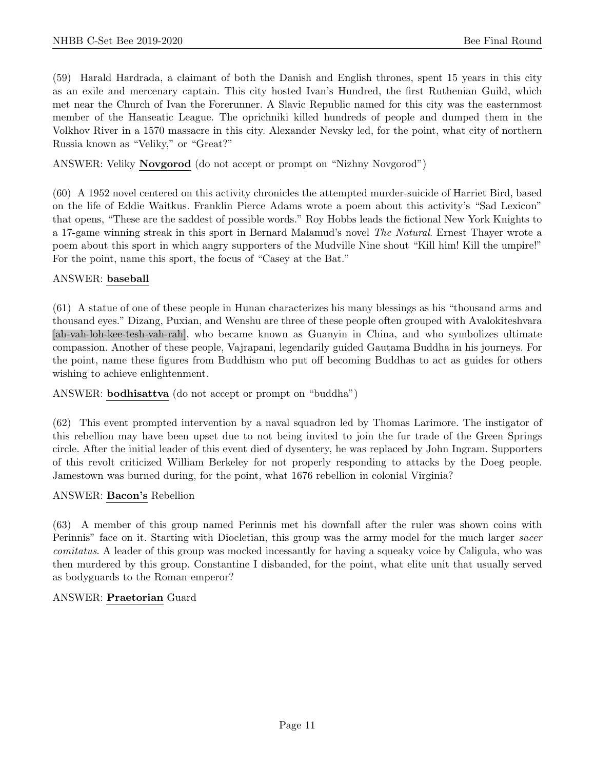(59) Harald Hardrada, a claimant of both the Danish and English thrones, spent 15 years in this city as an exile and mercenary captain. This city hosted Ivan's Hundred, the first Ruthenian Guild, which met near the Church of Ivan the Forerunner. A Slavic Republic named for this city was the easternmost member of the Hanseatic League. The oprichniki killed hundreds of people and dumped them in the Volkhov River in a 1570 massacre in this city. Alexander Nevsky led, for the point, what city of northern Russia known as "Veliky," or "Great?"

ANSWER: Veliky **Novgorod** (do not accept or prompt on "Nizhny Novgorod")

(60) A 1952 novel centered on this activity chronicles the attempted murder-suicide of Harriet Bird, based on the life of Eddie Waitkus. Franklin Pierce Adams wrote a poem about this activity's "Sad Lexicon" that opens, "These are the saddest of possible words." Roy Hobbs leads the fictional New York Knights to a 17-game winning streak in this sport in Bernard Malamud's novel *The Natural*. Ernest Thayer wrote a poem about this sport in which angry supporters of the Mudville Nine shout "Kill him! Kill the umpire!" For the point, name this sport, the focus of "Casey at the Bat."

ANSWER: **baseball**

(61) A statue of one of these people in Hunan characterizes his many blessings as his "thousand arms and thousand eyes." Dizang, Puxian, and Wenshu are three of these people often grouped with Avalokiteshvara [ah-vah-loh-kee-tesh-vah-rah], who became known as Guanyin in China, and who symbolizes ultimate compassion. Another of these people, Vajrapani, legendarily guided Gautama Buddha in his journeys. For the point, name these figures from Buddhism who put off becoming Buddhas to act as guides for others wishing to achieve enlightenment.

ANSWER: **bodhisattva** (do not accept or prompt on "buddha")

(62) This event prompted intervention by a naval squadron led by Thomas Larimore. The instigator of this rebellion may have been upset due to not being invited to join the fur trade of the Green Springs circle. After the initial leader of this event died of dysentery, he was replaced by John Ingram. Supporters of this revolt criticized William Berkeley for not properly responding to attacks by the Doeg people. Jamestown was burned during, for the point, what 1676 rebellion in colonial Virginia?

ANSWER: **Bacon's** Rebellion

(63) A member of this group named Perinnis met his downfall after the ruler was shown coins with Perinnis" face on it. Starting with Diocletian, this group was the army model for the much larger *sacer comitatus*. A leader of this group was mocked incessantly for having a squeaky voice by Caligula, who was then murdered by this group. Constantine I disbanded, for the point, what elite unit that usually served as bodyguards to the Roman emperor?

ANSWER: **Praetorian** Guard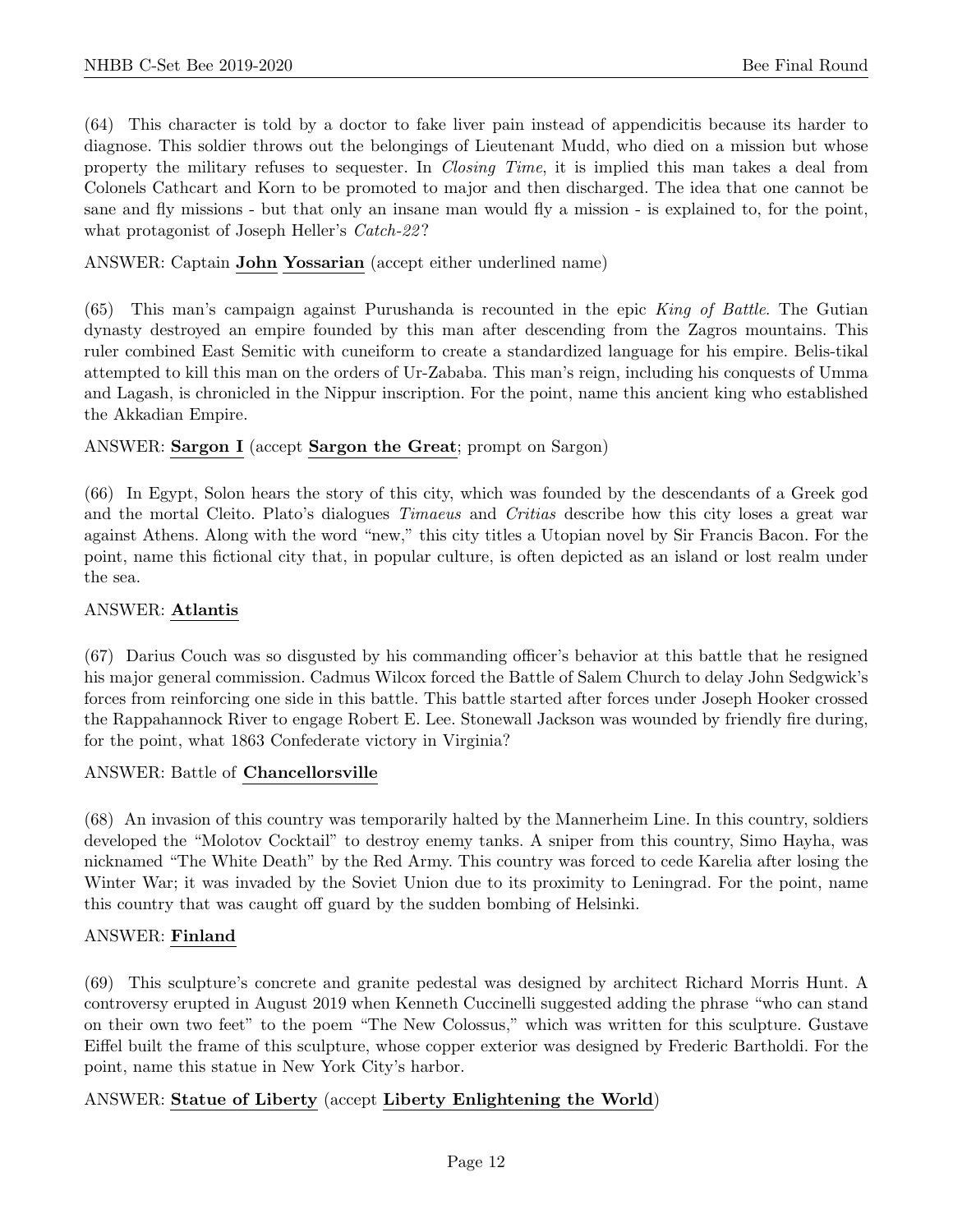(64) This character is told by a doctor to fake liver pain instead of appendicitis because its harder to diagnose. This soldier throws out the belongings of Lieutenant Mudd, who died on a mission but whose property the military refuses to sequester. In *Closing Time*, it is implied this man takes a deal from Colonels Cathcart and Korn to be promoted to major and then discharged. The idea that one cannot be sane and fly missions - but that only an insane man would fly a mission - is explained to, for the point, what protagonist of Joseph Heller's *Catch-22*?

ANSWER: Captain **John** **Yossarian** (accept either underlined name)

(65) This man's campaign against Purushanda is recounted in the epic *King of Battle*. The Gutian dynasty destroyed an empire founded by this man after descending from the Zagros mountains. This ruler combined East Semitic with cuneiform to create a standardized language for his empire. Belis-tikal attempted to kill this man on the orders of Ur-Zababa. This man's reign, including his conquests of Umma and Lagash, is chronicled in the Nippur inscription. For the point, name this ancient king who established the Akkadian Empire.

ANSWER: **Sargon I** (accept **Sargon the Great**; prompt on Sargon)

(66) In Egypt, Solon hears the story of this city, which was founded by the descendants of a Greek god and the mortal Cleito. Plato's dialogues *Timaeus* and *Critias* describe how this city loses a great war against Athens. Along with the word "new," this city titles a Utopian novel by Sir Francis Bacon. For the point, name this fictional city that, in popular culture, is often depicted as an island or lost realm under the sea.

ANSWER: **Atlantis**

(67) Darius Couch was so disgusted by his commanding officer's behavior at this battle that he resigned his major general commission. Cadmus Wilcox forced the Battle of Salem Church to delay John Sedgwick's forces from reinforcing one side in this battle. This battle started after forces under Joseph Hooker crossed the Rappahannock River to engage Robert E. Lee. Stonewall Jackson was wounded by friendly fire during, for the point, what 1863 Confederate victory in Virginia?

ANSWER: Battle of **Chancellorsville**

(68) An invasion of this country was temporarily halted by the Mannerheim Line. In this country, soldiers developed the "Molotov Cocktail" to destroy enemy tanks. A sniper from this country, Simo Hayha, was nicknamed "The White Death" by the Red Army. This country was forced to cede Karelia after losing the Winter War; it was invaded by the Soviet Union due to its proximity to Leningrad. For the point, name this country that was caught off guard by the sudden bombing of Helsinki.

ANSWER: **Finland**

(69) This sculpture's concrete and granite pedestal was designed by architect Richard Morris Hunt. A controversy erupted in August 2019 when Kenneth Cuccinelli suggested adding the phrase "who can stand on their own two feet" to the poem "The New Colossus," which was written for this sculpture. Gustave Eiffel built the frame of this sculpture, whose copper exterior was designed by Frederic Bartholdi. For the point, name this statue in New York City's harbor.

ANSWER: **Statue of Liberty** (accept **Liberty Enlightening the World**)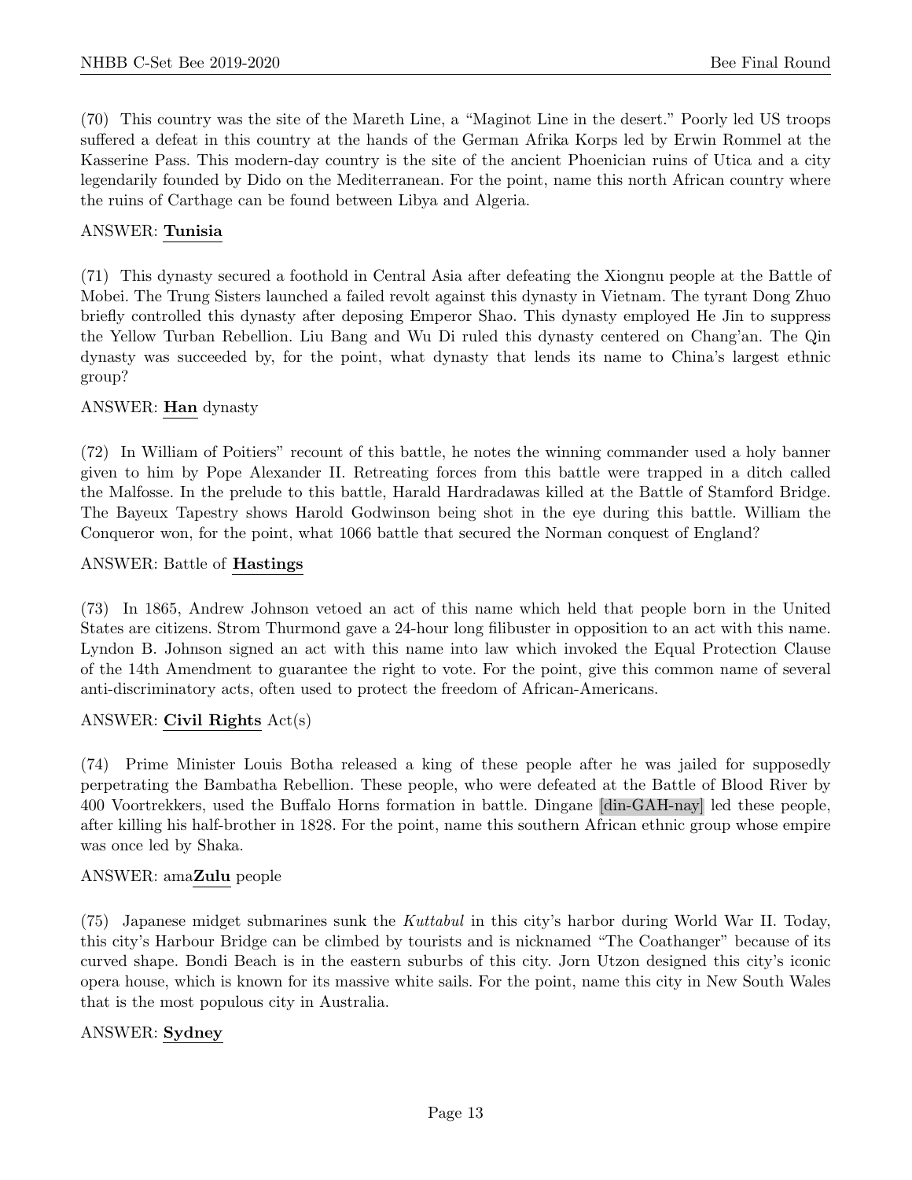(70) This country was the site of the Mareth Line, a "Maginot Line in the desert." Poorly led US troops suffered a defeat in this country at the hands of the German Afrika Korps led by Erwin Rommel at the Kasserine Pass. This modern-day country is the site of the ancient Phoenician ruins of Utica and a city legendarily founded by Dido on the Mediterranean. For the point, name this north African country where the ruins of Carthage can be found between Libya and Algeria.

ANSWER: **Tunisia**

(71) This dynasty secured a foothold in Central Asia after defeating the Xiongnu people at the Battle of Mobei. The Trung Sisters launched a failed revolt against this dynasty in Vietnam. The tyrant Dong Zhuo briefly controlled this dynasty after deposing Emperor Shao. This dynasty employed He Jin to suppress the Yellow Turban Rebellion. Liu Bang and Wu Di ruled this dynasty centered on Chang'an. The Qin dynasty was succeeded by, for the point, what dynasty that lends its name to China's largest ethnic group?

ANSWER: **Han** dynasty

(72) In William of Poitiers" recount of this battle, he notes the winning commander used a holy banner given to him by Pope Alexander II. Retreating forces from this battle were trapped in a ditch called the Malfosse. In the prelude to this battle, Harald Hardradawas killed at the Battle of Stamford Bridge. The Bayeux Tapestry shows Harold Godwinson being shot in the eye during this battle. William the Conqueror won, for the point, what 1066 battle that secured the Norman conquest of England?

ANSWER: Battle of **Hastings**

(73) In 1865, Andrew Johnson vetoed an act of this name which held that people born in the United States are citizens. Strom Thurmond gave a 24-hour long filibuster in opposition to an act with this name. Lyndon B. Johnson signed an act with this name into law which invoked the Equal Protection Clause of the 14th Amendment to guarantee the right to vote. For the point, give this common name of several anti-discriminatory acts, often used to protect the freedom of African-Americans.

ANSWER: **Civil Rights** Act(s)

(74) Prime Minister Louis Botha released a king of these people after he was jailed for supposedly perpetrating the Bambatha Rebellion. These people, who were defeated at the Battle of Blood River by 400 Voortrekkers, used the Buffalo Horns formation in battle. Dingane [din-GAH-nay] led these people, after killing his half-brother in 1828. For the point, name this southern African ethnic group whose empire was once led by Shaka.

ANSWER: ama**Zulu** people

(75) Japanese midget submarines sunk the *Kuttabul* in this city's harbor during World War II. Today, this city's Harbour Bridge can be climbed by tourists and is nicknamed "The Coathanger" because of its curved shape. Bondi Beach is in the eastern suburbs of this city. Jorn Utzon designed this city's iconic opera house, which is known for its massive white sails. For the point, name this city in New South Wales that is the most populous city in Australia.

ANSWER: **Sydney**